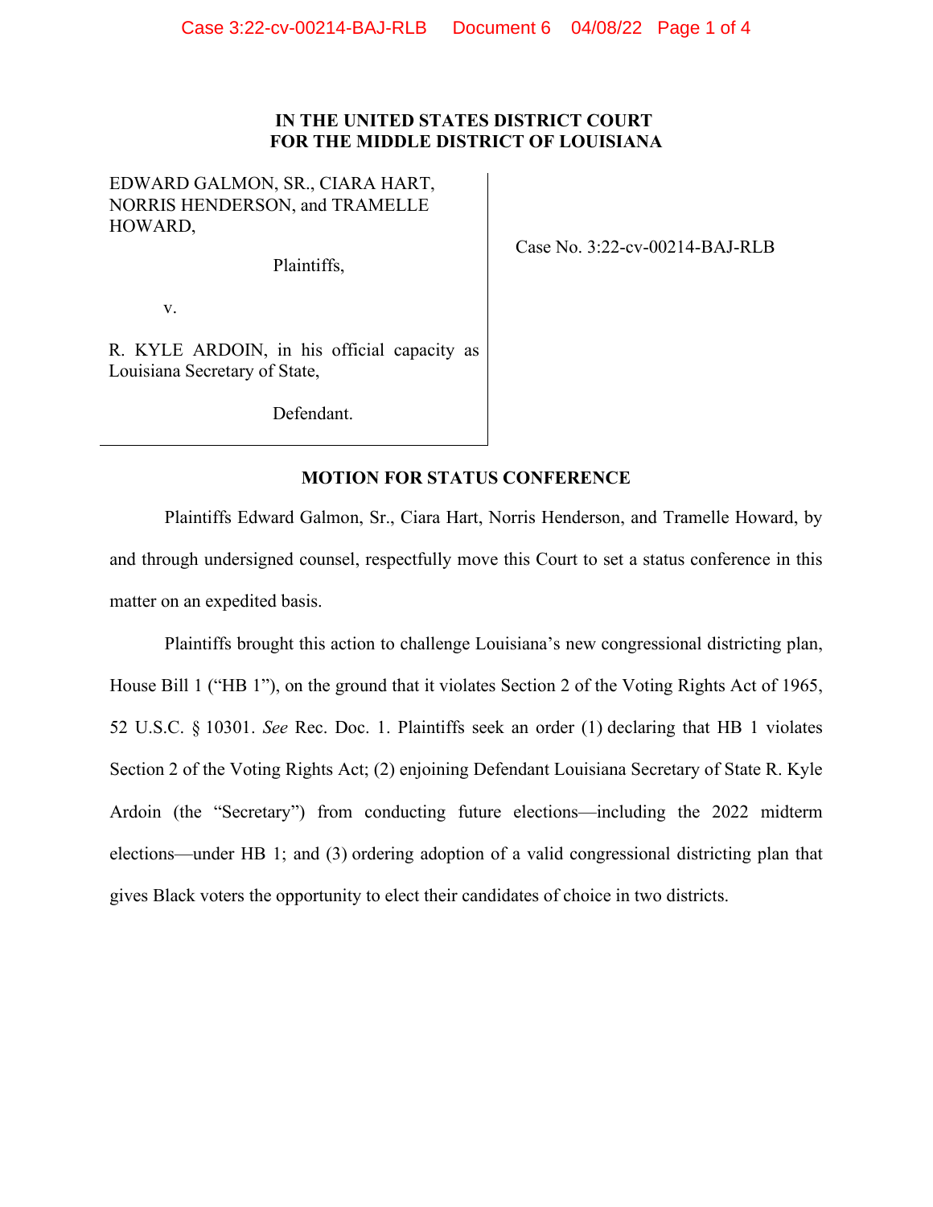**IN THE UNITED STATES DISTRICT COURT**
**FOR THE MIDDLE DISTRICT OF LOUISIANA**

EDWARD GALMON, SR., CIARA HART, NORRIS HENDERSON, and TRAMELLE HOWARD,

Plaintiffs,

v.

R. KYLE ARDOIN, in his official capacity as Louisiana Secretary of State,

Defendant.

Case No. 3:22-cv-00214-BAJ-RLB

**MOTION FOR STATUS CONFERENCE**

Plaintiffs Edward Galmon, Sr., Ciara Hart, Norris Henderson, and Tramelle Howard, by and through undersigned counsel, respectfully move this Court to set a status conference in this matter on an expedited basis.

Plaintiffs brought this action to challenge Louisiana's new congressional districting plan, House Bill 1 ("HB 1"), on the ground that it violates Section 2 of the Voting Rights Act of 1965, 52 U.S.C. § 10301. *See* Rec. Doc. 1. Plaintiffs seek an order (1) declaring that HB 1 violates Section 2 of the Voting Rights Act; (2) enjoining Defendant Louisiana Secretary of State R. Kyle Ardoin (the "Secretary") from conducting future elections—including the 2022 midterm elections—under HB 1; and (3) ordering adoption of a valid congressional districting plan that gives Black voters the opportunity to elect their candidates of choice in two districts.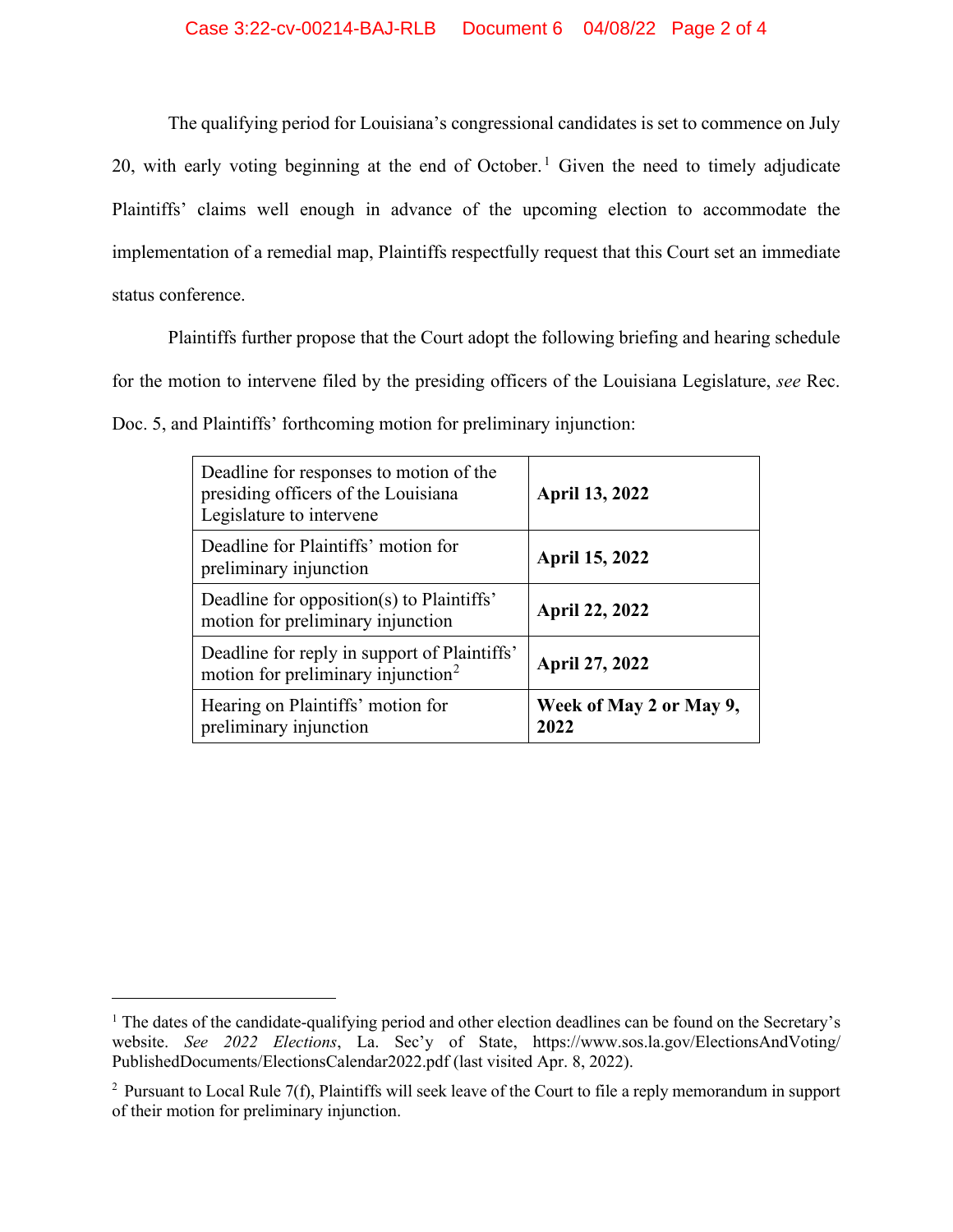The qualifying period for Louisiana's congressional candidates is set to commence on July 20, with early voting beginning at the end of October.[1] Given the need to timely adjudicate Plaintiffs' claims well enough in advance of the upcoming election to accommodate the implementation of a remedial map, Plaintiffs respectfully request that this Court set an immediate status conference.

Plaintiffs further propose that the Court adopt the following briefing and hearing schedule for the motion to intervene filed by the presiding officers of the Louisiana Legislature, *see* Rec. Doc. 5, and Plaintiffs' forthcoming motion for preliminary injunction:

| | |
|---|---|
| Deadline for responses to motion of the presiding officers of the Louisiana Legislature to intervene | **April 13, 2022** |
| Deadline for Plaintiffs' motion for preliminary injunction | **April 15, 2022** |
| Deadline for opposition(s) to Plaintiffs' motion for preliminary injunction | **April 22, 2022** |
| Deadline for reply in support of Plaintiffs' motion for preliminary injunction[2] | **April 27, 2022** |
| Hearing on Plaintiffs' motion for preliminary injunction | **Week of May 2 or May 9, 2022** |

---

[1] The dates of the candidate-qualifying period and other election deadlines can be found on the Secretary's website. *See 2022 Elections*, La. Sec'y of State, https://www.sos.la.gov/ElectionsAndVoting/PublishedDocuments/ElectionsCalendar2022.pdf (last visited Apr. 8, 2022).

[2] Pursuant to Local Rule 7(f), Plaintiffs will seek leave of the Court to file a reply memorandum in support of their motion for preliminary injunction.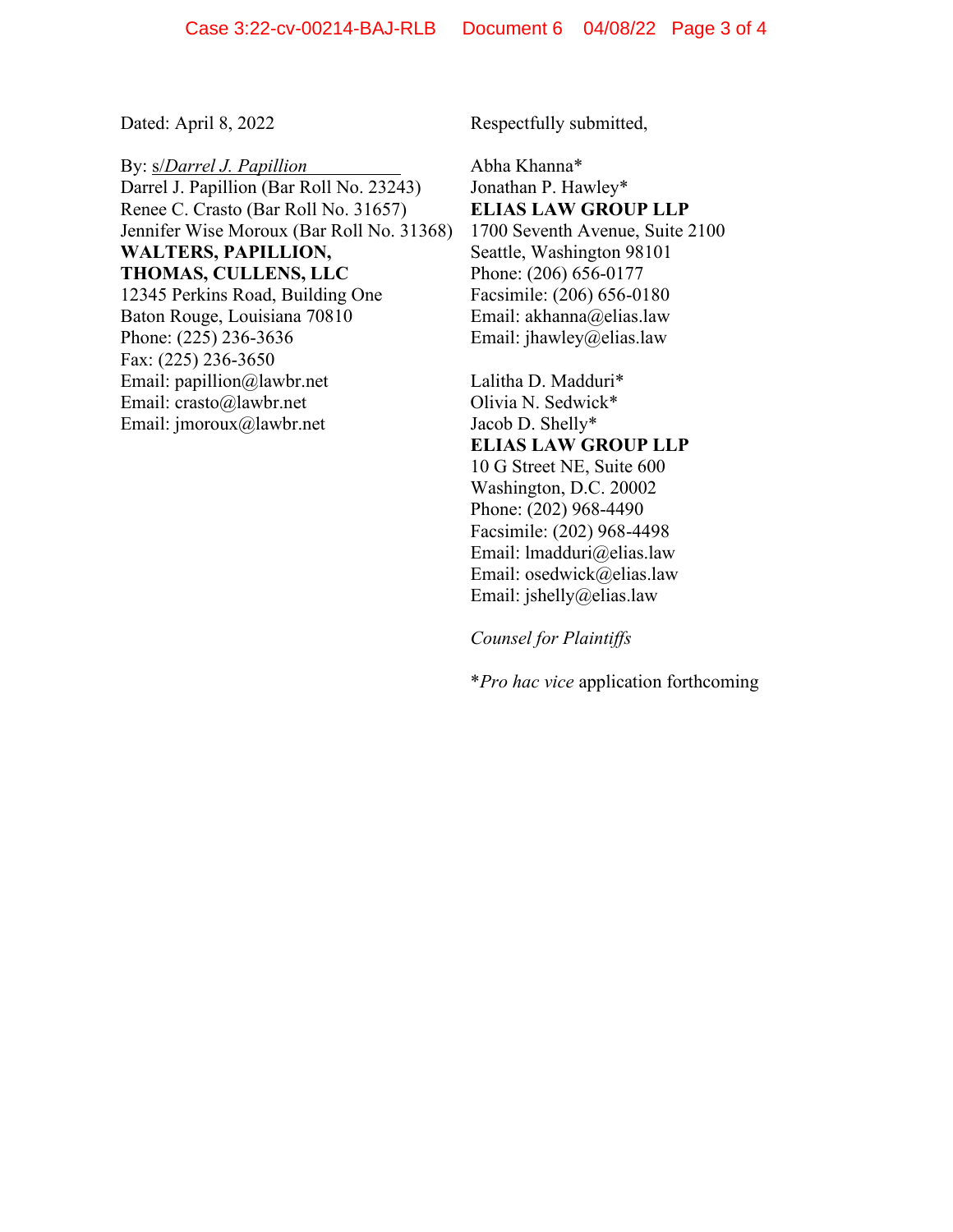Dated: April 8, 2022

Respectfully submitted,

By: s/*Darrel J. Papillion*
Darrel J. Papillion (Bar Roll No. 23243)
Renee C. Crasto (Bar Roll No. 31657)
Jennifer Wise Moroux (Bar Roll No. 31368)
**WALTERS, PAPILLION, THOMAS, CULLENS, LLC**
12345 Perkins Road, Building One
Baton Rouge, Louisiana 70810
Phone: (225) 236-3636
Fax: (225) 236-3650
Email: papillion@lawbr.net
Email: crasto@lawbr.net
Email: jmoroux@lawbr.net

Abha Khanna*
Jonathan P. Hawley*
**ELIAS LAW GROUP LLP**
1700 Seventh Avenue, Suite 2100
Seattle, Washington 98101
Phone: (206) 656-0177
Facsimile: (206) 656-0180
Email: akhanna@elias.law
Email: jhawley@elias.law

Lalitha D. Madduri*
Olivia N. Sedwick*
Jacob D. Shelly*
**ELIAS LAW GROUP LLP**
10 G Street NE, Suite 600
Washington, D.C. 20002
Phone: (202) 968-4490
Facsimile: (202) 968-4498
Email: lmadduri@elias.law
Email: osedwick@elias.law
Email: jshelly@elias.law

*Counsel for Plaintiffs*

**Pro hac vice* application forthcoming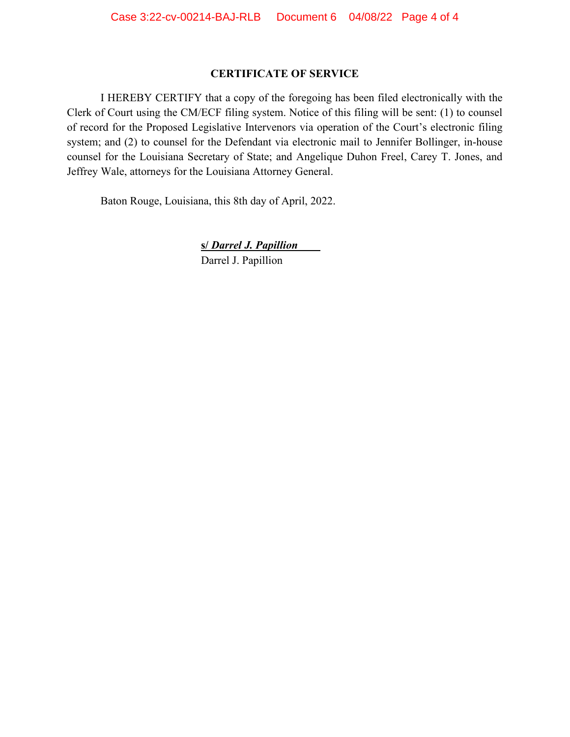## CERTIFICATE OF SERVICE

I HEREBY CERTIFY that a copy of the foregoing has been filed electronically with the Clerk of Court using the CM/ECF filing system. Notice of this filing will be sent: (1) to counsel of record for the Proposed Legislative Intervenors via operation of the Court's electronic filing system; and (2) to counsel for the Defendant via electronic mail to Jennifer Bollinger, in-house counsel for the Louisiana Secretary of State; and Angelique Duhon Freel, Carey T. Jones, and Jeffrey Wale, attorneys for the Louisiana Attorney General.

Baton Rouge, Louisiana, this 8th day of April, 2022.

**s/ *Darrel J. Papillion***
Darrel J. Papillion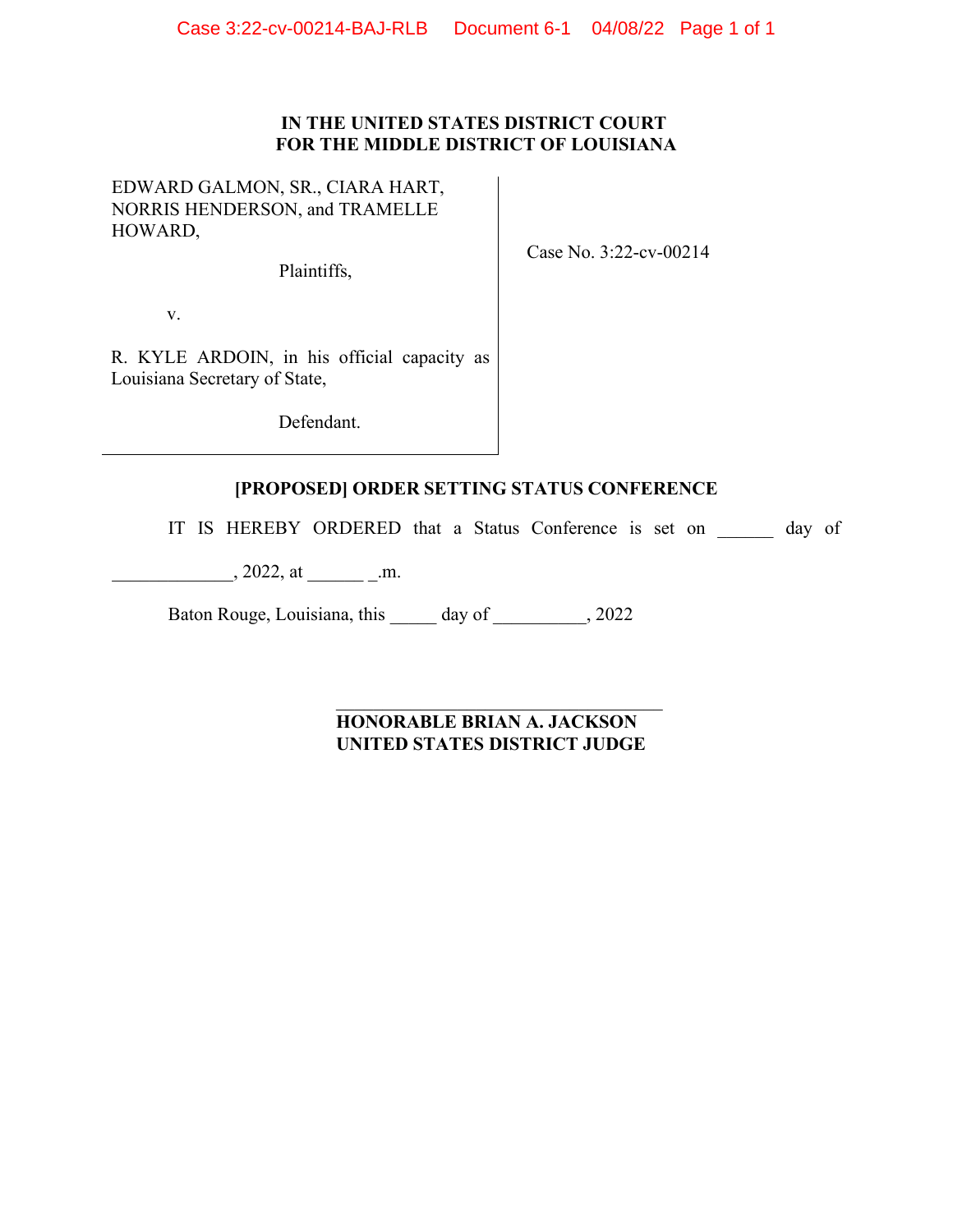# IN THE UNITED STATES DISTRICT COURT
# FOR THE MIDDLE DISTRICT OF LOUISIANA

EDWARD GALMON, SR., CIARA HART, NORRIS HENDERSON, and TRAMELLE HOWARD,

Plaintiffs,

v.

R. KYLE ARDOIN, in his official capacity as Louisiana Secretary of State,

Defendant.

Case No. 3:22-cv-00214

## [PROPOSED] ORDER SETTING STATUS CONFERENCE

IT IS HEREBY ORDERED that a Status Conference is set on ______ day of _____________, 2022, at ______ _.m.

Baton Rouge, Louisiana, this _____ day of __________, 2022

______________________________
**HONORABLE BRIAN A. JACKSON**
**UNITED STATES DISTRICT JUDGE**